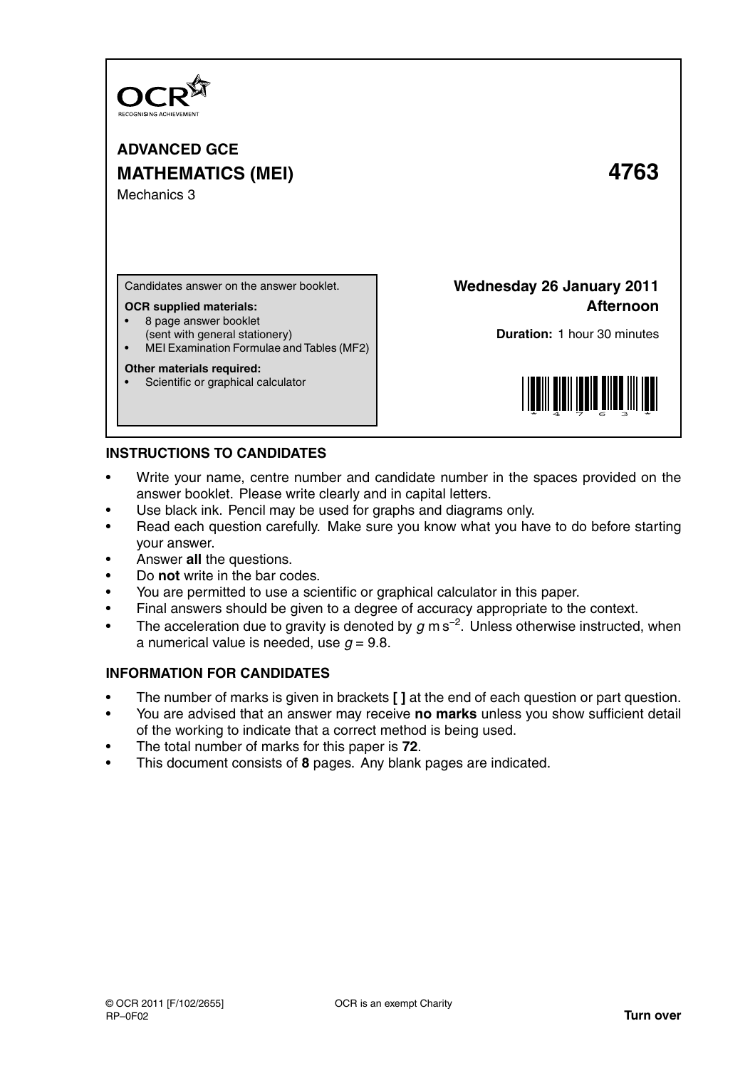OCR
RECOGNISING ACHIEVEMENT

# ADVANCED GCE
# MATHEMATICS (MEI) 4763

Mechanics 3

Candidates answer on the answer booklet.

**OCR supplied materials:**
- 8 page answer booklet (sent with general stationery)
- MEI Examination Formulae and Tables (MF2)

**Other materials required:**
- Scientific or graphical calculator

**Wednesday 26 January 2011**
**Afternoon**

**Duration:** 1 hour 30 minutes

## INSTRUCTIONS TO CANDIDATES

- Write your name, centre number and candidate number in the spaces provided on the answer booklet. Please write clearly and in capital letters.
- Use black ink. Pencil may be used for graphs and diagrams only.
- Read each question carefully. Make sure you know what you have to do before starting your answer.
- Answer **all** the questions.
- Do **not** write in the bar codes.
- You are permitted to use a scientific or graphical calculator in this paper.
- Final answers should be given to a degree of accuracy appropriate to the context.
- The acceleration due to gravity is denoted by $g$ m s$^{-2}$. Unless otherwise instructed, when a numerical value is needed, use $g = 9.8$.

## INFORMATION FOR CANDIDATES

- The number of marks is given in brackets **[ ]** at the end of each question or part question.
- You are advised that an answer may receive **no marks** unless you show sufficient detail of the working to indicate that a correct method is being used.
- The total number of marks for this paper is **72**.
- This document consists of **8** pages. Any blank pages are indicated.

© OCR 2011 [F/102/2655]
RP–0F02

OCR is an exempt Charity

**Turn over**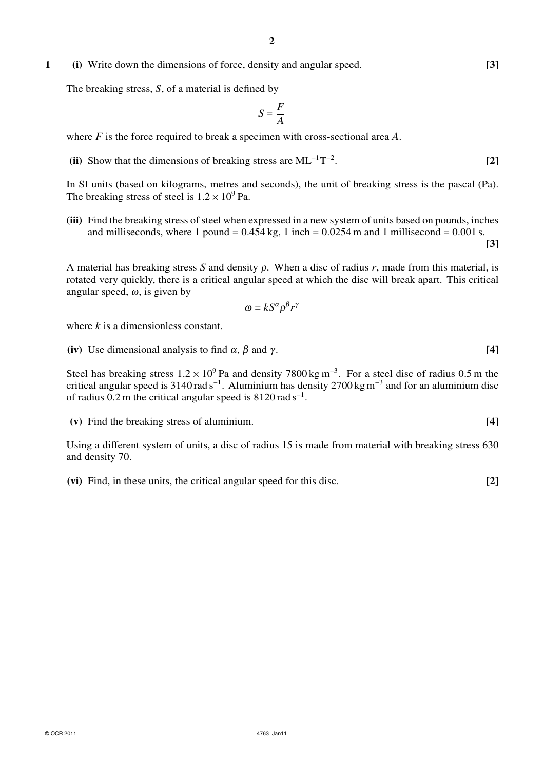**1** **(i)** Write down the dimensions of force, density and angular speed. **[3]**

The breaking stress, $S$, of a material is defined by

$$S = \frac{F}{A}$$

where $F$ is the force required to break a specimen with cross-sectional area $A$.

**(ii)** Show that the dimensions of breaking stress are $\mathrm{ML^{-1}T^{-2}}$. **[2]**

In SI units (based on kilograms, metres and seconds), the unit of breaking stress is the pascal (Pa). The breaking stress of steel is $1.2 \times 10^9$ Pa.

**(iii)** Find the breaking stress of steel when expressed in a new system of units based on pounds, inches and milliseconds, where 1 pound = 0.454 kg, 1 inch = 0.0254 m and 1 millisecond = 0.001 s. **[3]**

A material has breaking stress $S$ and density $\rho$. When a disc of radius $r$, made from this material, is rotated very quickly, there is a critical angular speed at which the disc will break apart. This critical angular speed, $\omega$, is given by

$$\omega = kS^{\alpha}\rho^{\beta}r^{\gamma}$$

where $k$ is a dimensionless constant.

**(iv)** Use dimensional analysis to find $\alpha$, $\beta$ and $\gamma$. **[4]**

Steel has breaking stress $1.2 \times 10^9$ Pa and density $7800\,\mathrm{kg\,m^{-3}}$. For a steel disc of radius 0.5 m the critical angular speed is $3140\,\mathrm{rad\,s^{-1}}$. Aluminium has density $2700\,\mathrm{kg\,m^{-3}}$ and for an aluminium disc of radius 0.2 m the critical angular speed is $8120\,\mathrm{rad\,s^{-1}}$.

**(v)** Find the breaking stress of aluminium. **[4]**

Using a different system of units, a disc of radius 15 is made from material with breaking stress 630 and density 70.

**(vi)** Find, in these units, the critical angular speed for this disc. **[2]**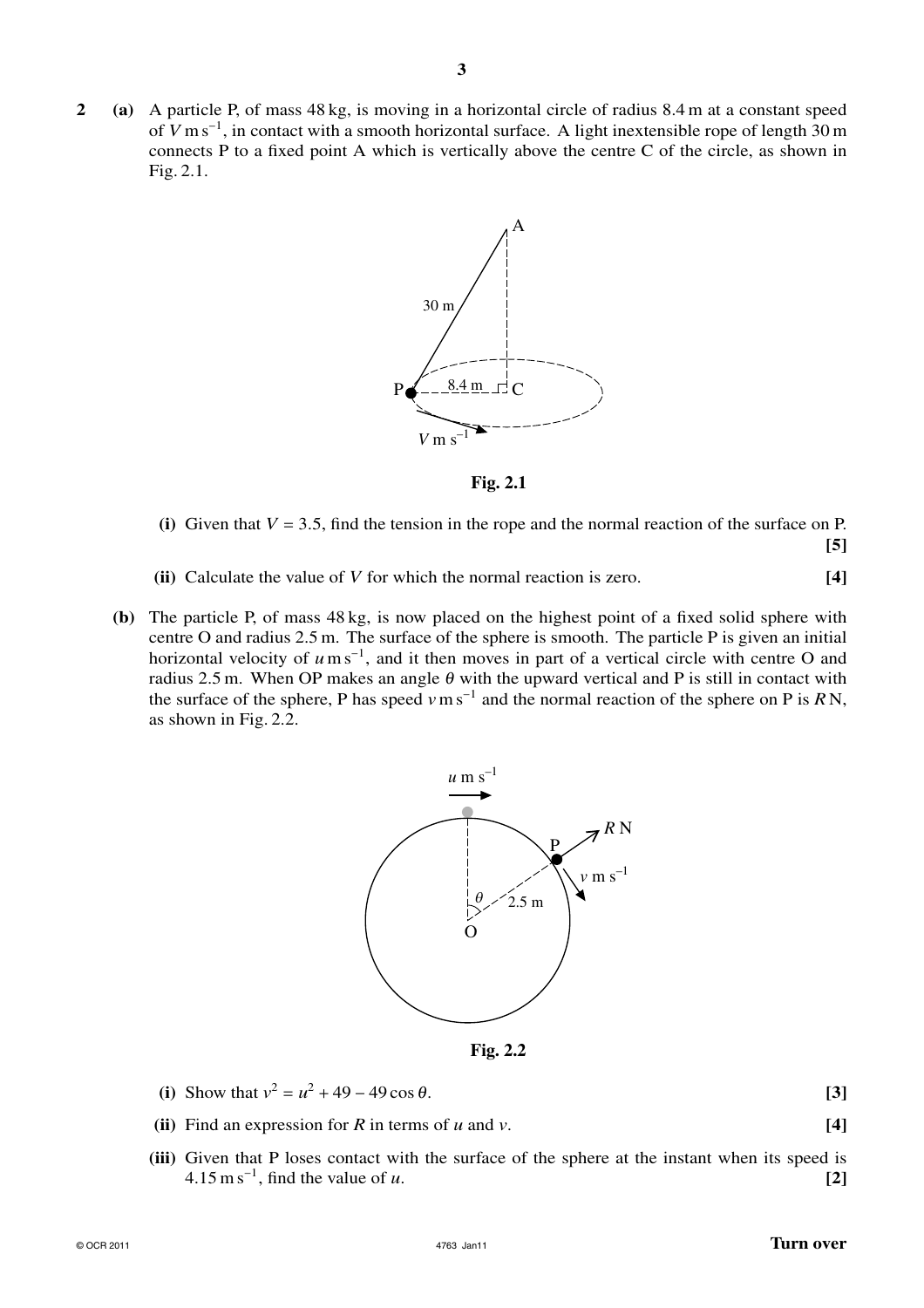**2** **(a)** A particle P, of mass 48 kg, is moving in a horizontal circle of radius 8.4 m at a constant speed of $V \text{ m s}^{-1}$, in contact with a smooth horizontal surface. A light inextensible rope of length 30 m connects P to a fixed point A which is vertically above the centre C of the circle, as shown in Fig. 2.1.

**Fig. 2.1**

**(i)** Given that $V = 3.5$, find the tension in the rope and the normal reaction of the surface on P. **[5]**

**(ii)** Calculate the value of $V$ for which the normal reaction is zero. **[4]**

**(b)** The particle P, of mass 48 kg, is now placed on the highest point of a fixed solid sphere with centre O and radius 2.5 m. The surface of the sphere is smooth. The particle P is given an initial horizontal velocity of $u \text{ m s}^{-1}$, and it then moves in part of a vertical circle with centre O and radius 2.5 m. When OP makes an angle $\theta$ with the upward vertical and P is still in contact with the surface of the sphere, P has speed $v \text{ m s}^{-1}$ and the normal reaction of the sphere on P is $R$ N, as shown in Fig. 2.2.

**Fig. 2.2**

**(i)** Show that $v^2 = u^2 + 49 - 49 \cos \theta$. **[3]**

**(ii)** Find an expression for $R$ in terms of $u$ and $v$. **[4]**

**(iii)** Given that P loses contact with the surface of the sphere at the instant when its speed is $4.15 \text{ m s}^{-1}$, find the value of $u$. **[2]**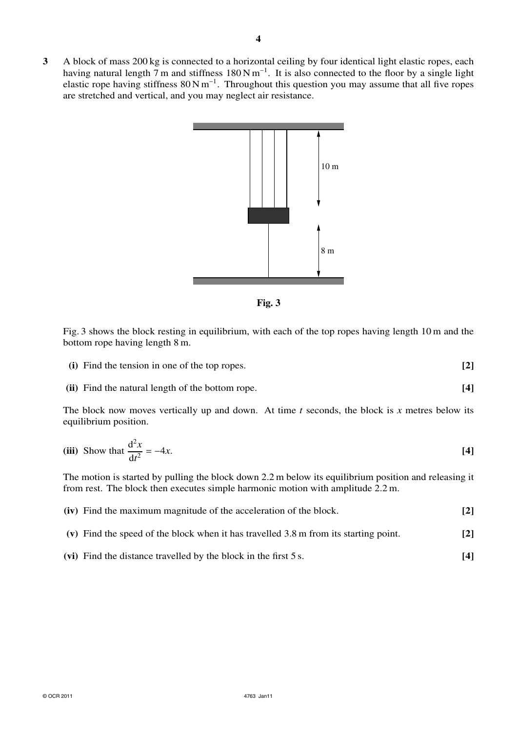**3** A block of mass 200 kg is connected to a horizontal ceiling by four identical light elastic ropes, each having natural length 7 m and stiffness $180\,\text{N}\,\text{m}^{-1}$. It is also connected to the floor by a single light elastic rope having stiffness $80\,\text{N}\,\text{m}^{-1}$. Throughout this question you may assume that all five ropes are stretched and vertical, and you may neglect air resistance.

**Fig. 3**

Fig. 3 shows the block resting in equilibrium, with each of the top ropes having length 10 m and the bottom rope having length 8 m.

**(i)** Find the tension in one of the top ropes. **[2]**

**(ii)** Find the natural length of the bottom rope. **[4]**

The block now moves vertically up and down. At time $t$ seconds, the block is $x$ metres below its equilibrium position.

**(iii)** Show that $\dfrac{d^2x}{dt^2} = -4x$. **[4]**

The motion is started by pulling the block down 2.2 m below its equilibrium position and releasing it from rest. The block then executes simple harmonic motion with amplitude 2.2 m.

**(iv)** Find the maximum magnitude of the acceleration of the block. **[2]**

**(v)** Find the speed of the block when it has travelled 3.8 m from its starting point. **[2]**

**(vi)** Find the distance travelled by the block in the first 5 s. **[4]**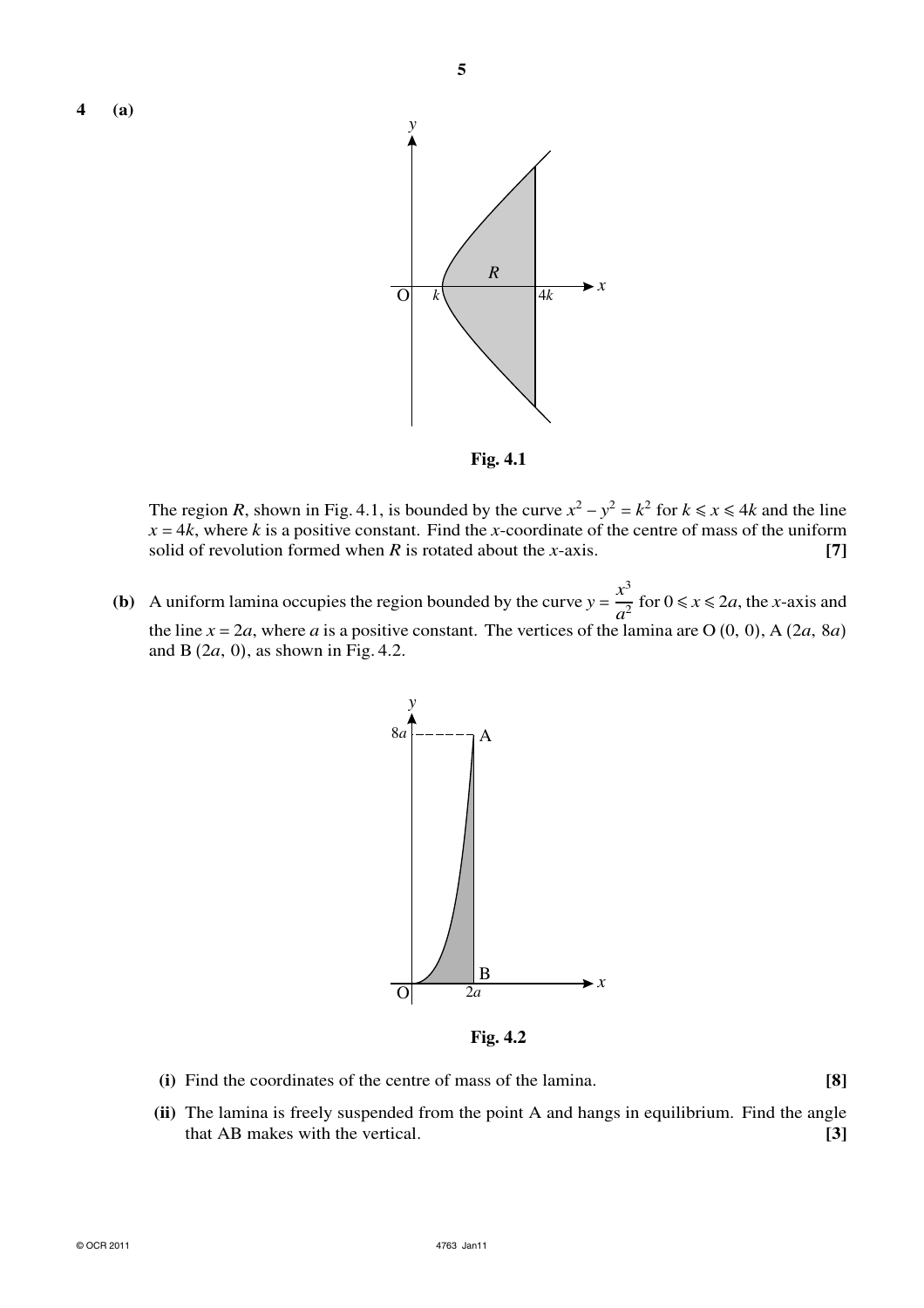**4 (a)**

**Fig. 4.1**

The region $R$, shown in Fig. 4.1, is bounded by the curve $x^2 - y^2 = k^2$ for $k \leqslant x \leqslant 4k$ and the line $x = 4k$, where $k$ is a positive constant. Find the $x$-coordinate of the centre of mass of the uniform solid of revolution formed when $R$ is rotated about the $x$-axis. **[7]**

**(b)** A uniform lamina occupies the region bounded by the curve $y = \dfrac{x^3}{a^2}$ for $0 \leqslant x \leqslant 2a$, the $x$-axis and the line $x = 2a$, where $a$ is a positive constant. The vertices of the lamina are O $(0, 0)$, A $(2a, 8a)$ and B $(2a, 0)$, as shown in Fig. 4.2.

**Fig. 4.2**

**(i)** Find the coordinates of the centre of mass of the lamina. **[8]**

**(ii)** The lamina is freely suspended from the point A and hangs in equilibrium. Find the angle that AB makes with the vertical. **[3]**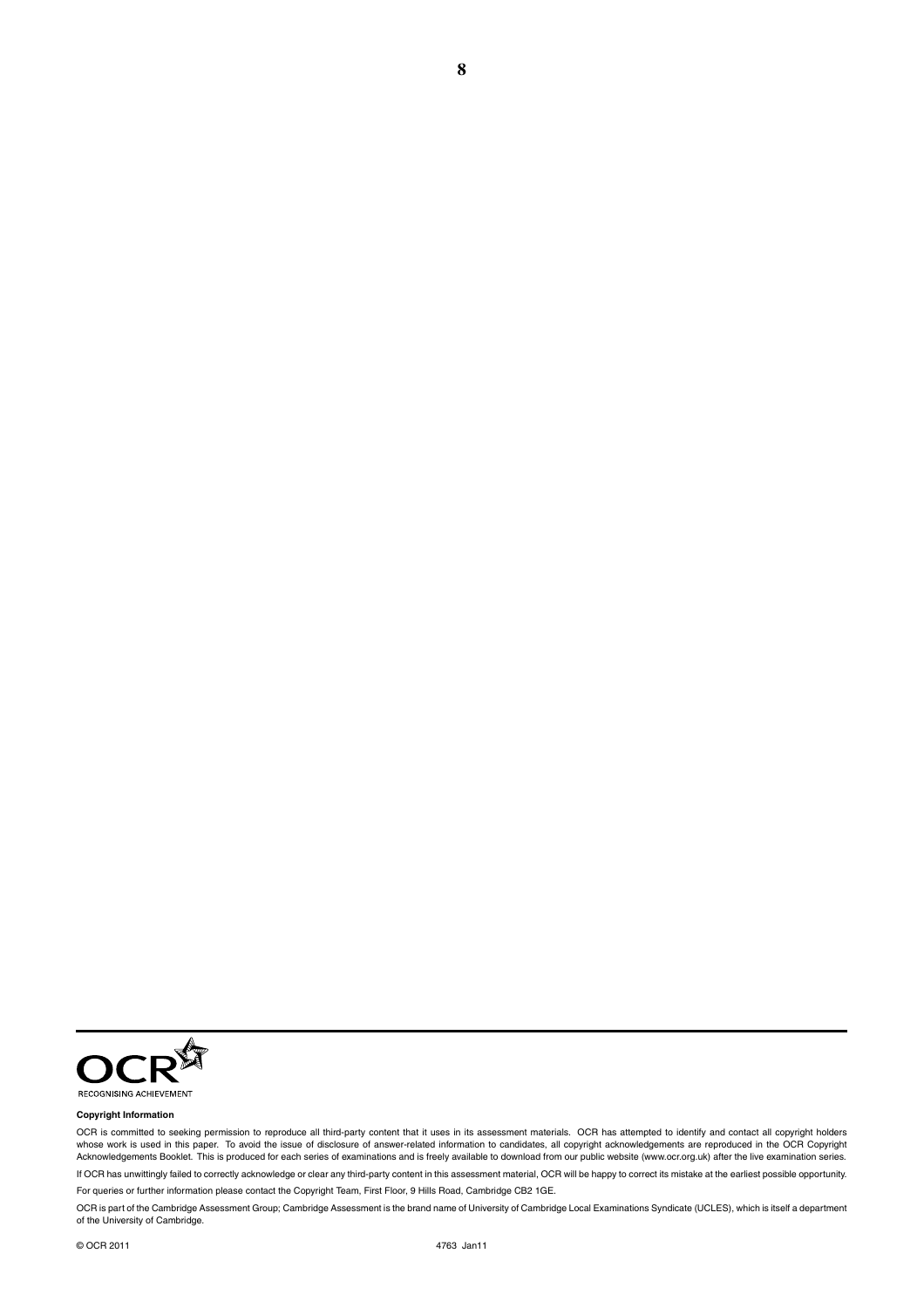**Copyright Information**

OCR is committed to seeking permission to reproduce all third-party content that it uses in its assessment materials. OCR has attempted to identify and contact all copyright holders whose work is used in this paper. To avoid the issue of disclosure of answer-related information to candidates, all copyright acknowledgements are reproduced in the OCR Copyright Acknowledgements Booklet. This is produced for each series of examinations and is freely available to download from our public website (www.ocr.org.uk) after the live examination series.

If OCR has unwittingly failed to correctly acknowledge or clear any third-party content in this assessment material, OCR will be happy to correct its mistake at the earliest possible opportunity.

For queries or further information please contact the Copyright Team, First Floor, 9 Hills Road, Cambridge CB2 1GE.

OCR is part of the Cambridge Assessment Group; Cambridge Assessment is the brand name of University of Cambridge Local Examinations Syndicate (UCLES), which is itself a department of the University of Cambridge.

© OCR 2011 4763 Jan11